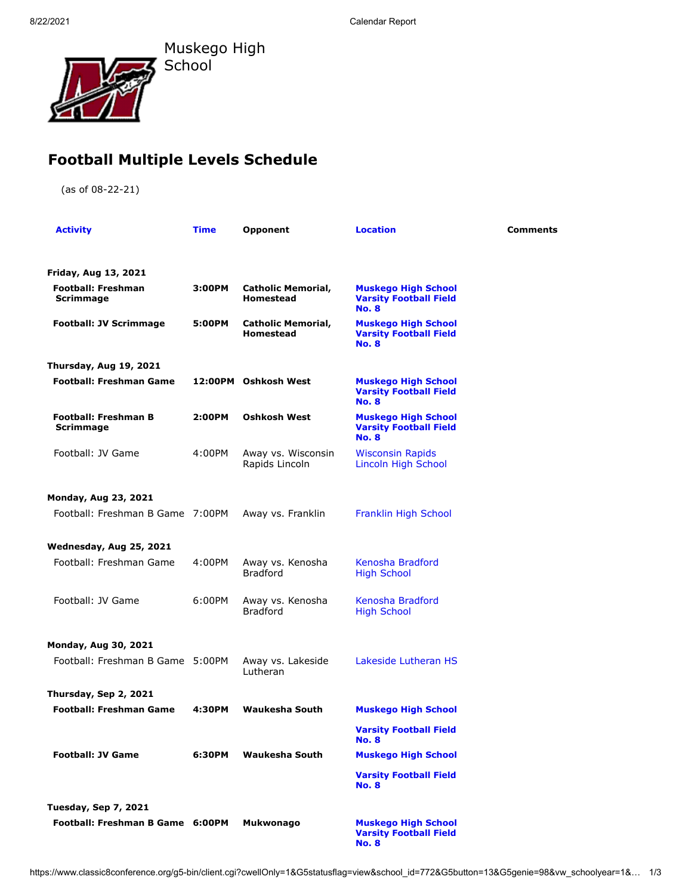Muskego High School

## Football Multiple Levels Schedule

(as of 08-22-21)

| Activity | Time | Opponent | Location | Comments |
|---|---|---|---|---|
| **Friday, Aug 13, 2021** | | | | |
| **Football: Freshman Scrimmage** | **3:00PM** | **Catholic Memorial, Homestead** | **Muskego High School Varsity Football Field No. 8** | |
| **Football: JV Scrimmage** | **5:00PM** | **Catholic Memorial, Homestead** | **Muskego High School Varsity Football Field No. 8** | |
| **Thursday, Aug 19, 2021** | | | | |
| **Football: Freshman Game** | **12:00PM** | **Oshkosh West** | **Muskego High School Varsity Football Field No. 8** | |
| **Football: Freshman B Scrimmage** | **2:00PM** | **Oshkosh West** | **Muskego High School Varsity Football Field No. 8** | |
| Football: JV Game | 4:00PM | Away vs. Wisconsin Rapids Lincoln | Wisconsin Rapids Lincoln High School | |
| **Monday, Aug 23, 2021** | | | | |
| Football: Freshman B Game | 7:00PM | Away vs. Franklin | Franklin High School | |
| **Wednesday, Aug 25, 2021** | | | | |
| Football: Freshman Game | 4:00PM | Away vs. Kenosha Bradford | Kenosha Bradford High School | |
| Football: JV Game | 6:00PM | Away vs. Kenosha Bradford | Kenosha Bradford High School | |
| **Monday, Aug 30, 2021** | | | | |
| Football: Freshman B Game | 5:00PM | Away vs. Lakeside Lutheran | Lakeside Lutheran HS | |
| **Thursday, Sep 2, 2021** | | | | |
| **Football: Freshman Game** | **4:30PM** | **Waukesha South** | **Muskego High School Varsity Football Field No. 8** | |
| **Football: JV Game** | **6:30PM** | **Waukesha South** | **Muskego High School Varsity Football Field No. 8** | |
| **Tuesday, Sep 7, 2021** | | | | |
| **Football: Freshman B Game** | **6:00PM** | **Mukwonago** | **Muskego High School Varsity Football Field No. 8** | |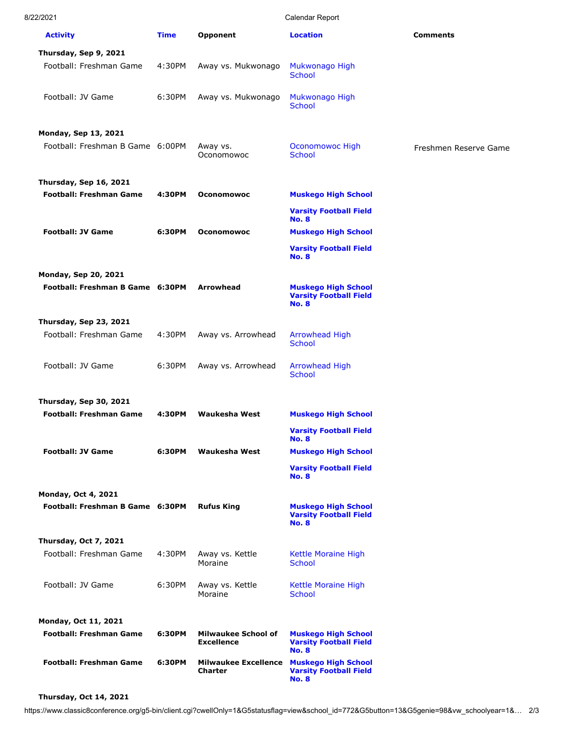| Activity | Time | Opponent | Location | Comments |
| --- | --- | --- | --- | --- |
| **Thursday, Sep 9, 2021** | | | | |
| Football: Freshman Game | 4:30PM | Away vs. Mukwonago | Mukwonago High School | |
| Football: JV Game | 6:30PM | Away vs. Mukwonago | Mukwonago High School | |
| **Monday, Sep 13, 2021** | | | | |
| Football: Freshman B Game | 6:00PM | Away vs. Oconomowoc | Oconomowoc High School | Freshmen Reserve Game |
| **Thursday, Sep 16, 2021** | | | | |
| **Football: Freshman Game** | **4:30PM** | **Oconomowoc** | **Muskego High School Varsity Football Field No. 8** | |
| **Football: JV Game** | **6:30PM** | **Oconomowoc** | **Muskego High School Varsity Football Field No. 8** | |
| **Monday, Sep 20, 2021** | | | | |
| **Football: Freshman B Game** | **6:30PM** | **Arrowhead** | **Muskego High School Varsity Football Field No. 8** | |
| **Thursday, Sep 23, 2021** | | | | |
| Football: Freshman Game | 4:30PM | Away vs. Arrowhead | Arrowhead High School | |
| Football: JV Game | 6:30PM | Away vs. Arrowhead | Arrowhead High School | |
| **Thursday, Sep 30, 2021** | | | | |
| **Football: Freshman Game** | **4:30PM** | **Waukesha West** | **Muskego High School Varsity Football Field No. 8** | |
| **Football: JV Game** | **6:30PM** | **Waukesha West** | **Muskego High School Varsity Football Field No. 8** | |
| **Monday, Oct 4, 2021** | | | | |
| **Football: Freshman B Game** | **6:30PM** | **Rufus King** | **Muskego High School Varsity Football Field No. 8** | |
| **Thursday, Oct 7, 2021** | | | | |
| Football: Freshman Game | 4:30PM | Away vs. Kettle Moraine | Kettle Moraine High School | |
| Football: JV Game | 6:30PM | Away vs. Kettle Moraine | Kettle Moraine High School | |
| **Monday, Oct 11, 2021** | | | | |
| **Football: Freshman Game** | **6:30PM** | **Milwaukee School of Excellence** | **Muskego High School Varsity Football Field No. 8** | |
| **Football: Freshman Game** | **6:30PM** | **Milwaukee Excellence Charter** | **Muskego High School Varsity Football Field No. 8** | |
| **Thursday, Oct 14, 2021** | | | | |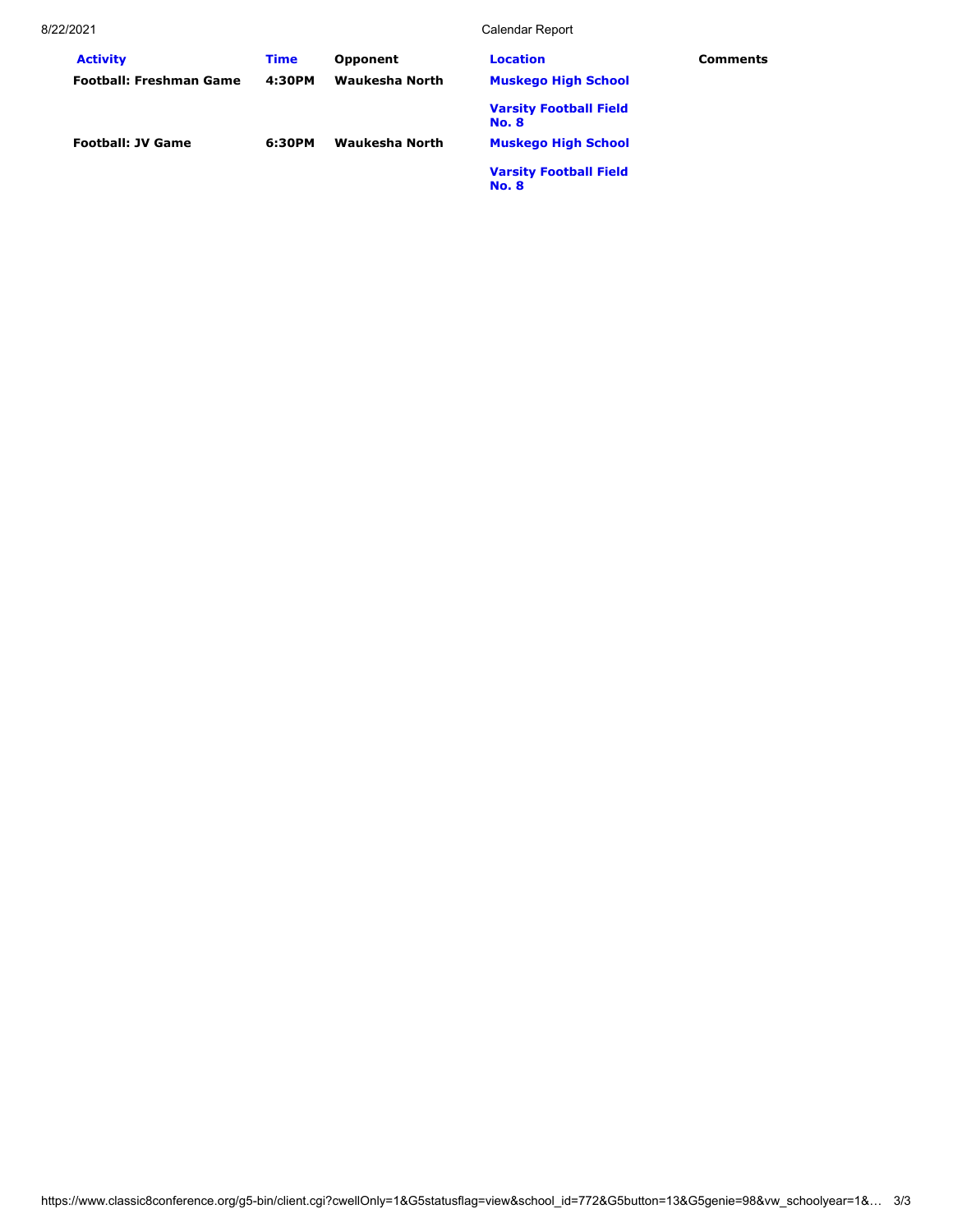| Activity | Time | Opponent | Location | Comments |
| --- | --- | --- | --- | --- |
| Football: Freshman Game | 4:30PM | Waukesha North | Muskego High School<br>Varsity Football Field No. 8 | |
| Football: JV Game | 6:30PM | Waukesha North | Muskego High School<br>Varsity Football Field No. 8 | |